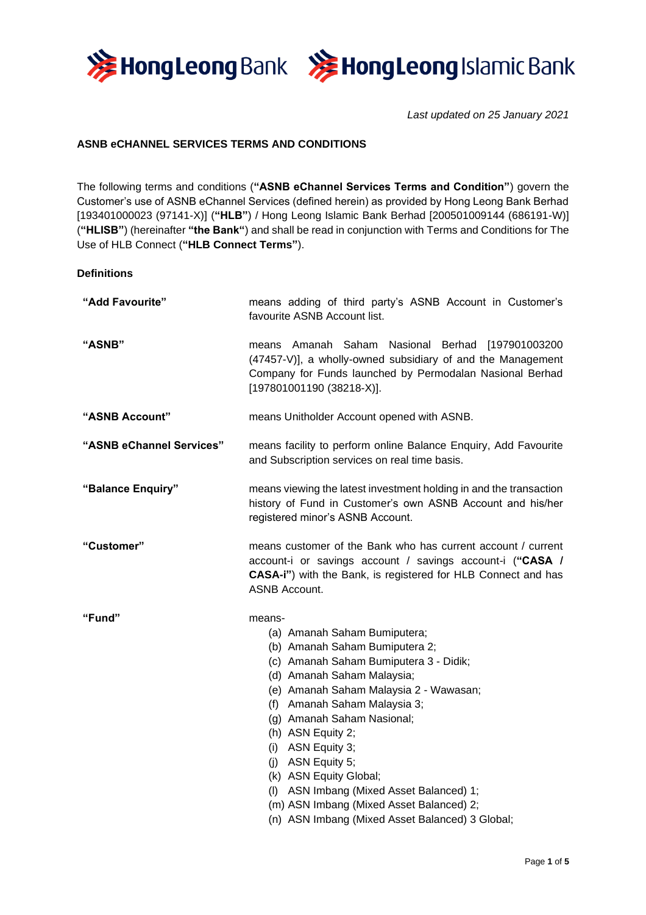*Last updated on 25 January 2021*

**ASNB eCHANNEL SERVICES TERMS AND CONDITIONS**

The following terms and conditions (**"ASNB eChannel Services Terms and Condition"**) govern the Customer's use of ASNB eChannel Services (defined herein) as provided by Hong Leong Bank Berhad [193401000023 (97141-X)] (**"HLB"**) / Hong Leong Islamic Bank Berhad [200501009144 (686191-W)] (**"HLISB"**) (hereinafter **"the Bank"**) and shall be read in conjunction with Terms and Conditions for The Use of HLB Connect (**"HLB Connect Terms"**).

**Definitions**

| | |
|---|---|
| **"Add Favourite"** | means adding of third party's ASNB Account in Customer's favourite ASNB Account list. |
| **"ASNB"** | means Amanah Saham Nasional Berhad [197901003200 (47457-V)], a wholly-owned subsidiary of and the Management Company for Funds launched by Permodalan Nasional Berhad [197801001190 (38218-X)]. |
| **"ASNB Account"** | means Unitholder Account opened with ASNB. |
| **"ASNB eChannel Services"** | means facility to perform online Balance Enquiry, Add Favourite and Subscription services on real time basis. |
| **"Balance Enquiry"** | means viewing the latest investment holding in and the transaction history of Fund in Customer's own ASNB Account and his/her registered minor's ASNB Account. |
| **"Customer"** | means customer of the Bank who has current account / current account-i or savings account / savings account-i (**"CASA / CASA-i"**) with the Bank, is registered for HLB Connect and has ASNB Account. |
| **"Fund"** | means-<br>(a) Amanah Saham Bumiputera;<br>(b) Amanah Saham Bumiputera 2;<br>(c) Amanah Saham Bumiputera 3 - Didik;<br>(d) Amanah Saham Malaysia;<br>(e) Amanah Saham Malaysia 2 - Wawasan;<br>(f) Amanah Saham Malaysia 3;<br>(g) Amanah Saham Nasional;<br>(h) ASN Equity 2;<br>(i) ASN Equity 3;<br>(j) ASN Equity 5;<br>(k) ASN Equity Global;<br>(l) ASN Imbang (Mixed Asset Balanced) 1;<br>(m) ASN Imbang (Mixed Asset Balanced) 2;<br>(n) ASN Imbang (Mixed Asset Balanced) 3 Global; |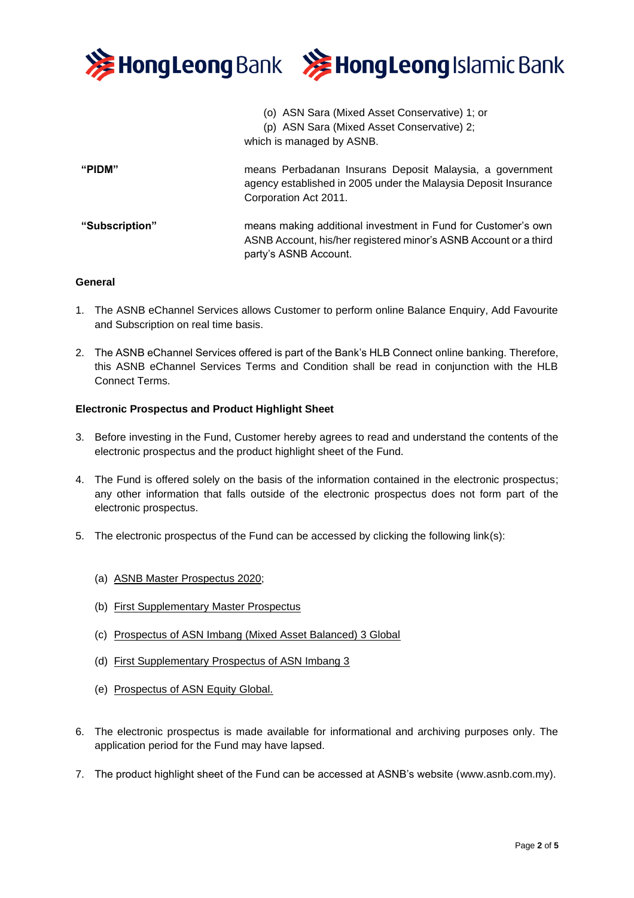(o) ASN Sara (Mixed Asset Conservative) 1; or
(p) ASN Sara (Mixed Asset Conservative) 2;

which is managed by ASNB.

**"PIDM"** means Perbadanan Insurans Deposit Malaysia, a government agency established in 2005 under the Malaysia Deposit Insurance Corporation Act 2011.

**"Subscription"** means making additional investment in Fund for Customer's own ASNB Account, his/her registered minor's ASNB Account or a third party's ASNB Account.

**General**

1. The ASNB eChannel Services allows Customer to perform online Balance Enquiry, Add Favourite and Subscription on real time basis.

2. The ASNB eChannel Services offered is part of the Bank's HLB Connect online banking. Therefore, this ASNB eChannel Services Terms and Condition shall be read in conjunction with the HLB Connect Terms.

**Electronic Prospectus and Product Highlight Sheet**

3. Before investing in the Fund, Customer hereby agrees to read and understand the contents of the electronic prospectus and the product highlight sheet of the Fund.

4. The Fund is offered solely on the basis of the information contained in the electronic prospectus; any other information that falls outside of the electronic prospectus does not form part of the electronic prospectus.

5. The electronic prospectus of the Fund can be accessed by clicking the following link(s):

   (a) ASNB Master Prospectus 2020;

   (b) First Supplementary Master Prospectus

   (c) Prospectus of ASN Imbang (Mixed Asset Balanced) 3 Global

   (d) First Supplementary Prospectus of ASN Imbang 3

   (e) Prospectus of ASN Equity Global.

6. The electronic prospectus is made available for informational and archiving purposes only. The application period for the Fund may have lapsed.

7. The product highlight sheet of the Fund can be accessed at ASNB's website (www.asnb.com.my).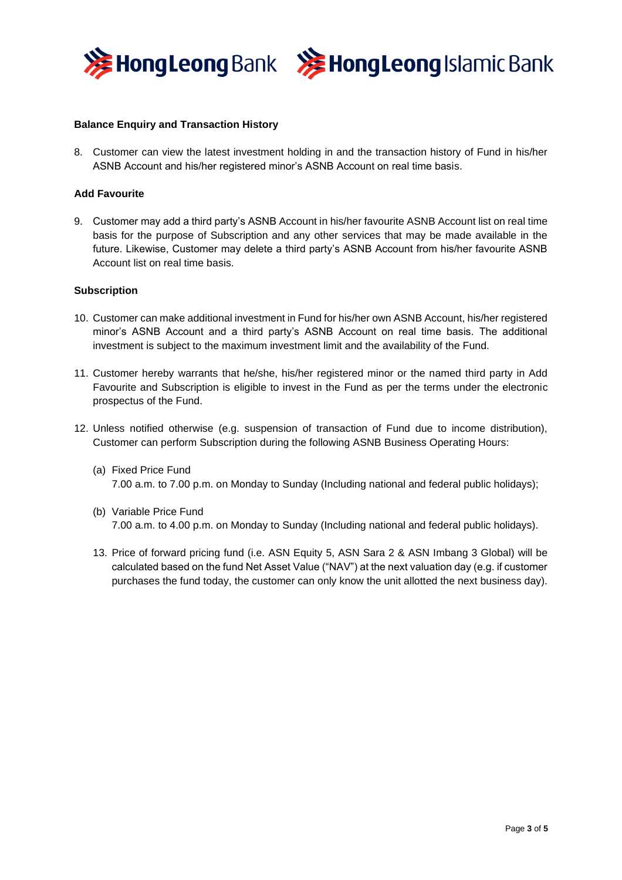**Balance Enquiry and Transaction History**

8. Customer can view the latest investment holding in and the transaction history of Fund in his/her ASNB Account and his/her registered minor's ASNB Account on real time basis.

**Add Favourite**

9. Customer may add a third party's ASNB Account in his/her favourite ASNB Account list on real time basis for the purpose of Subscription and any other services that may be made available in the future. Likewise, Customer may delete a third party's ASNB Account from his/her favourite ASNB Account list on real time basis.

**Subscription**

10. Customer can make additional investment in Fund for his/her own ASNB Account, his/her registered minor's ASNB Account and a third party's ASNB Account on real time basis. The additional investment is subject to the maximum investment limit and the availability of the Fund.

11. Customer hereby warrants that he/she, his/her registered minor or the named third party in Add Favourite and Subscription is eligible to invest in the Fund as per the terms under the electronic prospectus of the Fund.

12. Unless notified otherwise (e.g. suspension of transaction of Fund due to income distribution), Customer can perform Subscription during the following ASNB Business Operating Hours:

    (a) Fixed Price Fund
    7.00 a.m. to 7.00 p.m. on Monday to Sunday (Including national and federal public holidays);

    (b) Variable Price Fund
    7.00 a.m. to 4.00 p.m. on Monday to Sunday (Including national and federal public holidays).

    13. Price of forward pricing fund (i.e. ASN Equity 5, ASN Sara 2 & ASN Imbang 3 Global) will be calculated based on the fund Net Asset Value ("NAV") at the next valuation day (e.g. if customer purchases the fund today, the customer can only know the unit allotted the next business day).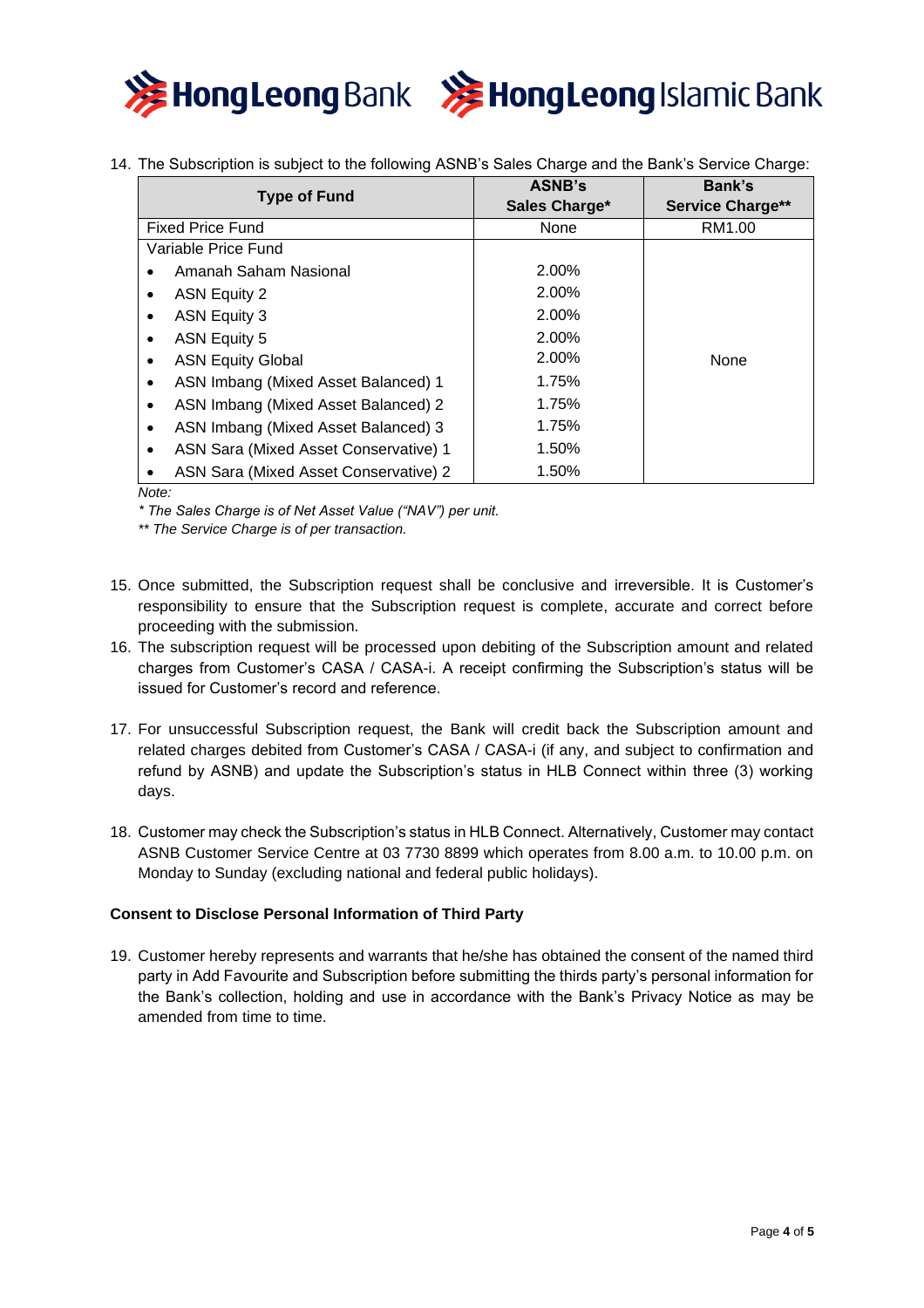14. The Subscription is subject to the following ASNB's Sales Charge and the Bank's Service Charge:

| Type of Fund | ASNB's Sales Charge* | Bank's Service Charge** |
|---|---|---|
| Fixed Price Fund | None | RM1.00 |
| Variable Price Fund | | |
| • Amanah Saham Nasional | 2.00% | None |
| • ASN Equity 2 | 2.00% | |
| • ASN Equity 3 | 2.00% | |
| • ASN Equity 5 | 2.00% | |
| • ASN Equity Global | 2.00% | |
| • ASN Imbang (Mixed Asset Balanced) 1 | 1.75% | |
| • ASN Imbang (Mixed Asset Balanced) 2 | 1.75% | |
| • ASN Imbang (Mixed Asset Balanced) 3 | 1.75% | |
| • ASN Sara (Mixed Asset Conservative) 1 | 1.50% | |
| • ASN Sara (Mixed Asset Conservative) 2 | 1.50% | |

*Note:*

*\* The Sales Charge is of Net Asset Value ("NAV") per unit.*

*\*\* The Service Charge is of per transaction.*

15. Once submitted, the Subscription request shall be conclusive and irreversible. It is Customer's responsibility to ensure that the Subscription request is complete, accurate and correct before proceeding with the submission.
16. The subscription request will be processed upon debiting of the Subscription amount and related charges from Customer's CASA / CASA-i. A receipt confirming the Subscription's status will be issued for Customer's record and reference.
17. For unsuccessful Subscription request, the Bank will credit back the Subscription amount and related charges debited from Customer's CASA / CASA-i (if any, and subject to confirmation and refund by ASNB) and update the Subscription's status in HLB Connect within three (3) working days.
18. Customer may check the Subscription's status in HLB Connect. Alternatively, Customer may contact ASNB Customer Service Centre at 03 7730 8899 which operates from 8.00 a.m. to 10.00 p.m. on Monday to Sunday (excluding national and federal public holidays).

**Consent to Disclose Personal Information of Third Party**

19. Customer hereby represents and warrants that he/she has obtained the consent of the named third party in Add Favourite and Subscription before submitting the thirds party's personal information for the Bank's collection, holding and use in accordance with the Bank's Privacy Notice as may be amended from time to time.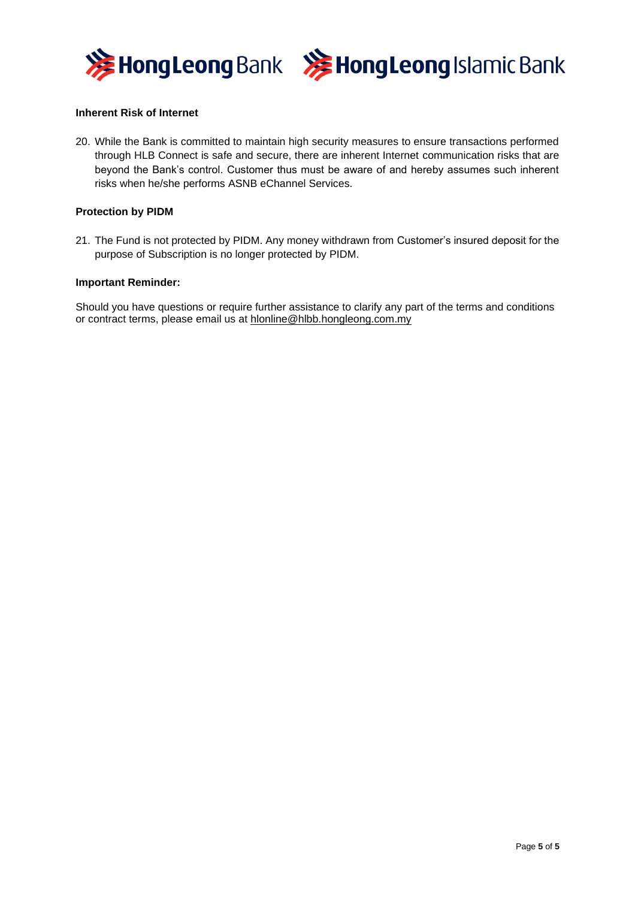**Inherent Risk of Internet**

20. While the Bank is committed to maintain high security measures to ensure transactions performed through HLB Connect is safe and secure, there are inherent Internet communication risks that are beyond the Bank's control. Customer thus must be aware of and hereby assumes such inherent risks when he/she performs ASNB eChannel Services.

**Protection by PIDM**

21. The Fund is not protected by PIDM. Any money withdrawn from Customer's insured deposit for the purpose of Subscription is no longer protected by PIDM.

**Important Reminder:**

Should you have questions or require further assistance to clarify any part of the terms and conditions or contract terms, please email us at hlonline@hlbb.hongleong.com.my